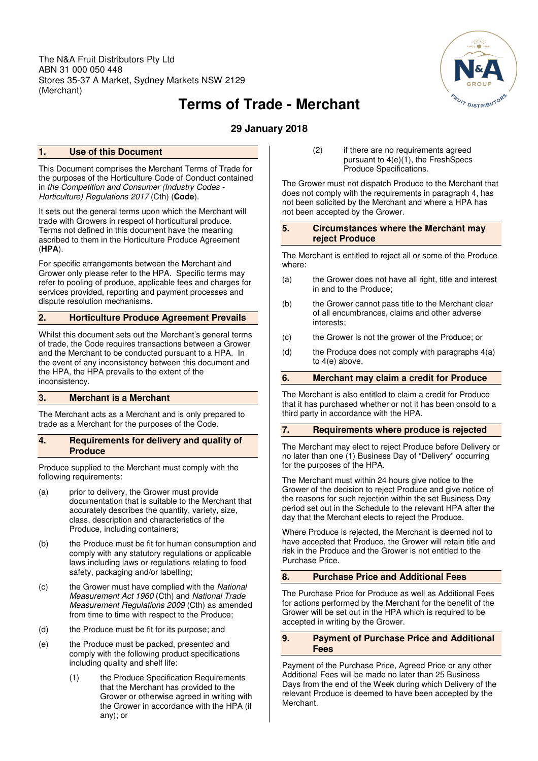The N&A Fruit Distributors Pty Ltd
ABN 31 000 050 448
Stores 35-37 A Market, Sydney Markets NSW 2129
(Merchant)

# Terms of Trade - Merchant

**29 January 2018**

## 1. Use of this Document

This Document comprises the Merchant Terms of Trade for the purposes of the Horticulture Code of Conduct contained in *the Competition and Consumer (Industry Codes - Horticulture) Regulations 2017* (Cth) (**Code**).

It sets out the general terms upon which the Merchant will trade with Growers in respect of horticultural produce. Terms not defined in this document have the meaning ascribed to them in the Horticulture Produce Agreement (**HPA**).

For specific arrangements between the Merchant and Grower only please refer to the HPA. Specific terms may refer to pooling of produce, applicable fees and charges for services provided, reporting and payment processes and dispute resolution mechanisms.

## 2. Horticulture Produce Agreement Prevails

Whilst this document sets out the Merchant's general terms of trade, the Code requires transactions between a Grower and the Merchant to be conducted pursuant to a HPA. In the event of any inconsistency between this document and the HPA, the HPA prevails to the extent of the inconsistency.

## 3. Merchant is a Merchant

The Merchant acts as a Merchant and is only prepared to trade as a Merchant for the purposes of the Code.

## 4. Requirements for delivery and quality of Produce

Produce supplied to the Merchant must comply with the following requirements:

(a) prior to delivery, the Grower must provide documentation that is suitable to the Merchant that accurately describes the quantity, variety, size, class, description and characteristics of the Produce, including containers;

(b) the Produce must be fit for human consumption and comply with any statutory regulations or applicable laws including laws or regulations relating to food safety, packaging and/or labelling;

(c) the Grower must have complied with the *National Measurement Act 1960* (Cth) and *National Trade Measurement Regulations 2009* (Cth) as amended from time to time with respect to the Produce;

(d) the Produce must be fit for its purpose; and

(e) the Produce must be packed, presented and comply with the following product specifications including quality and shelf life:

  (1) the Produce Specification Requirements that the Merchant has provided to the Grower or otherwise agreed in writing with the Grower in accordance with the HPA (if any); or

  (2) if there are no requirements agreed pursuant to 4(e)(1), the FreshSpecs Produce Specifications.

The Grower must not dispatch Produce to the Merchant that does not comply with the requirements in paragraph 4, has not been solicited by the Merchant and where a HPA has not been accepted by the Grower.

## 5. Circumstances where the Merchant may reject Produce

The Merchant is entitled to reject all or some of the Produce where:

(a) the Grower does not have all right, title and interest in and to the Produce;

(b) the Grower cannot pass title to the Merchant clear of all encumbrances, claims and other adverse interests;

(c) the Grower is not the grower of the Produce; or

(d) the Produce does not comply with paragraphs 4(a) to 4(e) above.

## 6. Merchant may claim a credit for Produce

The Merchant is also entitled to claim a credit for Produce that it has purchased whether or not it has been onsold to a third party in accordance with the HPA.

## 7. Requirements where produce is rejected

The Merchant may elect to reject Produce before Delivery or no later than one (1) Business Day of "Delivery" occurring for the purposes of the HPA.

The Merchant must within 24 hours give notice to the Grower of the decision to reject Produce and give notice of the reasons for such rejection within the set Business Day period set out in the Schedule to the relevant HPA after the day that the Merchant elects to reject the Produce.

Where Produce is rejected, the Merchant is deemed not to have accepted that Produce, the Grower will retain title and risk in the Produce and the Grower is not entitled to the Purchase Price.

## 8. Purchase Price and Additional Fees

The Purchase Price for Produce as well as Additional Fees for actions performed by the Merchant for the benefit of the Grower will be set out in the HPA which is required to be accepted in writing by the Grower.

## 9. Payment of Purchase Price and Additional Fees

Payment of the Purchase Price, Agreed Price or any other Additional Fees will be made no later than 25 Business Days from the end of the Week during which Delivery of the relevant Produce is deemed to have been accepted by the Merchant.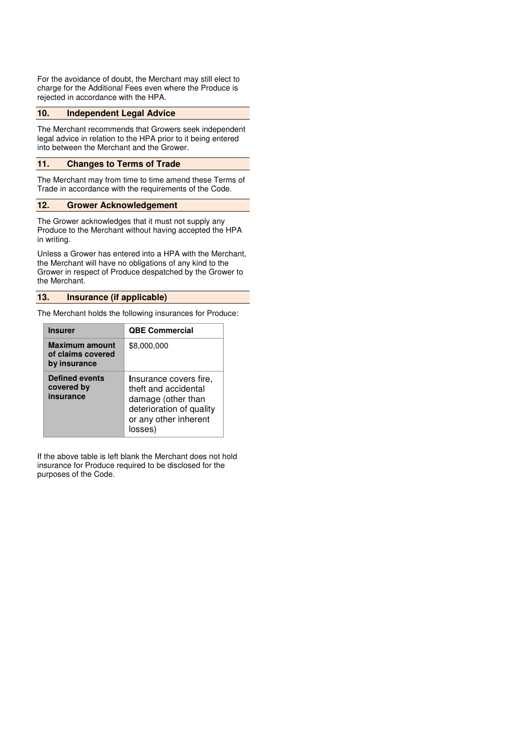For the avoidance of doubt, the Merchant may still elect to charge for the Additional Fees even where the Produce is rejected in accordance with the HPA.

## 10. Independent Legal Advice

The Merchant recommends that Growers seek independent legal advice in relation to the HPA prior to it being entered into between the Merchant and the Grower.

## 11. Changes to Terms of Trade

The Merchant may from time to time amend these Terms of Trade in accordance with the requirements of the Code.

## 12. Grower Acknowledgement

The Grower acknowledges that it must not supply any Produce to the Merchant without having accepted the HPA in writing.

Unless a Grower has entered into a HPA with the Merchant, the Merchant will have no obligations of any kind to the Grower in respect of Produce despatched by the Grower to the Merchant.

## 13. Insurance (if applicable)

The Merchant holds the following insurances for Produce:

| **Insurer** | **QBE Commercial** |
|---|---|
| **Maximum amount of claims covered by insurance** | $8,000,000 |
| **Defined events covered by insurance** | Insurance covers fire, theft and accidental damage (other than deterioration of quality or any other inherent losses) |

If the above table is left blank the Merchant does not hold insurance for Produce required to be disclosed for the purposes of the Code.